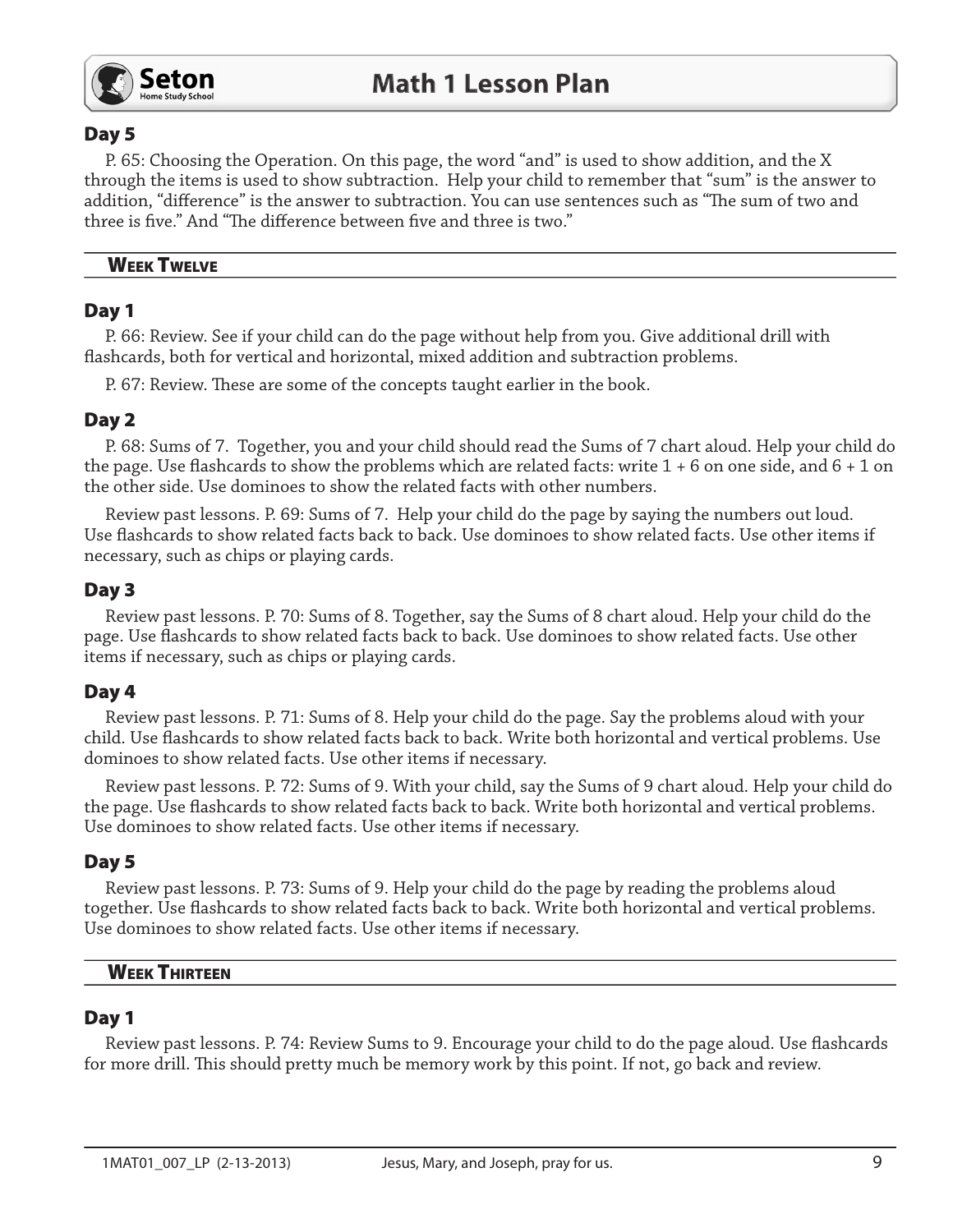### Day 5

P. 65: Choosing the Operation. On this page, the word "and" is used to show addition, and the X through the items is used to show subtraction. Help your child to remember that "sum" is the answer to addition, "difference" is the answer to subtraction. You can use sentences such as "The sum of two and three is five." And "The difference between five and three is two."

## Week Twelve

### Day 1

P. 66: Review. See if your child can do the page without help from you. Give additional drill with flashcards, both for vertical and horizontal, mixed addition and subtraction problems.

P. 67: Review. These are some of the concepts taught earlier in the book.

### Day 2

P. 68: Sums of 7. Together, you and your child should read the Sums of 7 chart aloud. Help your child do the page. Use flashcards to show the problems which are related facts: write 1 + 6 on one side, and 6 + 1 on the other side. Use dominoes to show the related facts with other numbers.

Review past lessons. P. 69: Sums of 7. Help your child do the page by saying the numbers out loud. Use flashcards to show related facts back to back. Use dominoes to show related facts. Use other items if necessary, such as chips or playing cards.

### Day 3

Review past lessons. P. 70: Sums of 8. Together, say the Sums of 8 chart aloud. Help your child do the page. Use flashcards to show related facts back to back. Use dominoes to show related facts. Use other items if necessary, such as chips or playing cards.

### Day 4

Review past lessons. P. 71: Sums of 8. Help your child do the page. Say the problems aloud with your child. Use flashcards to show related facts back to back. Write both horizontal and vertical problems. Use dominoes to show related facts. Use other items if necessary.

Review past lessons. P. 72: Sums of 9. With your child, say the Sums of 9 chart aloud. Help your child do the page. Use flashcards to show related facts back to back. Write both horizontal and vertical problems. Use dominoes to show related facts. Use other items if necessary.

### Day 5

Review past lessons. P. 73: Sums of 9. Help your child do the page by reading the problems aloud together. Use flashcards to show related facts back to back. Write both horizontal and vertical problems. Use dominoes to show related facts. Use other items if necessary.

## Week Thirteen

### Day 1

Review past lessons. P. 74: Review Sums to 9. Encourage your child to do the page aloud. Use flashcards for more drill. This should pretty much be memory work by this point. If not, go back and review.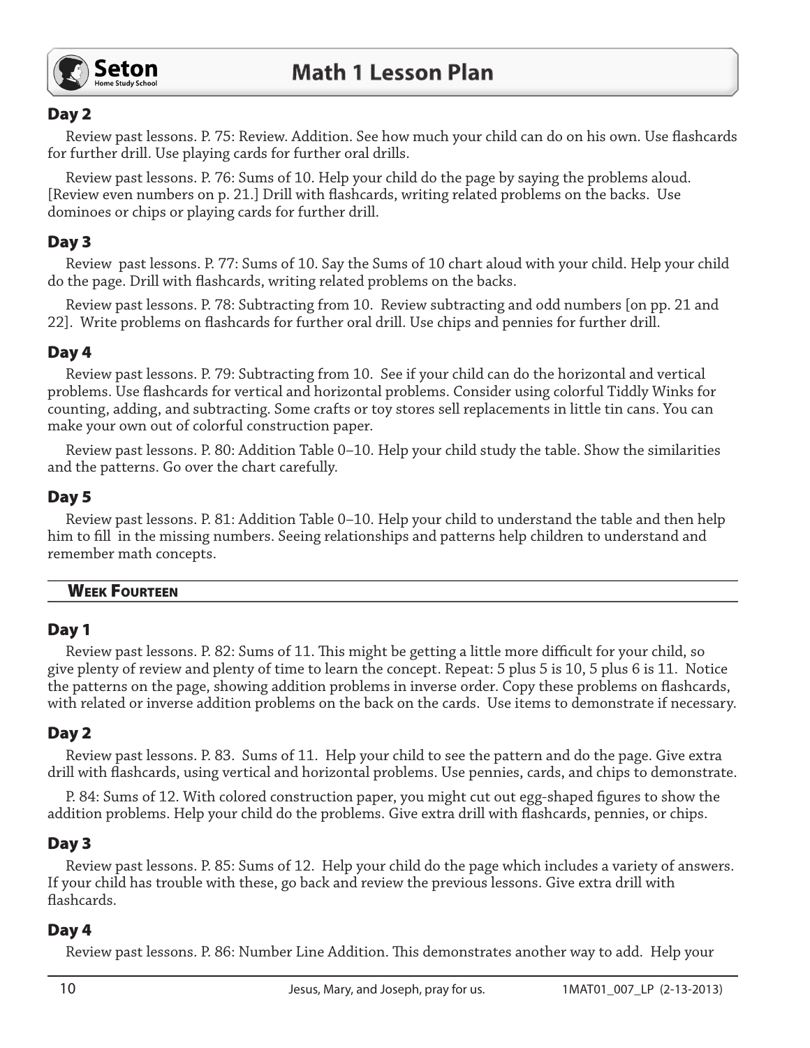### Day 2

Review past lessons. P. 75: Review. Addition. See how much your child can do on his own. Use flashcards for further drill. Use playing cards for further oral drills.

Review past lessons. P. 76: Sums of 10. Help your child do the page by saying the problems aloud. [Review even numbers on p. 21.] Drill with flashcards, writing related problems on the backs. Use dominoes or chips or playing cards for further drill.

### Day 3

Review past lessons. P. 77: Sums of 10. Say the Sums of 10 chart aloud with your child. Help your child do the page. Drill with flashcards, writing related problems on the backs.

Review past lessons. P. 78: Subtracting from 10. Review subtracting and odd numbers [on pp. 21 and 22]. Write problems on flashcards for further oral drill. Use chips and pennies for further drill.

### Day 4

Review past lessons. P. 79: Subtracting from 10. See if your child can do the horizontal and vertical problems. Use flashcards for vertical and horizontal problems. Consider using colorful Tiddly Winks for counting, adding, and subtracting. Some crafts or toy stores sell replacements in little tin cans. You can make your own out of colorful construction paper.

Review past lessons. P. 80: Addition Table 0–10. Help your child study the table. Show the similarities and the patterns. Go over the chart carefully.

### Day 5

Review past lessons. P. 81: Addition Table 0–10. Help your child to understand the table and then help him to fill in the missing numbers. Seeing relationships and patterns help children to understand and remember math concepts.

## Week Fourteen

### Day 1

Review past lessons. P. 82: Sums of 11. This might be getting a little more difficult for your child, so give plenty of review and plenty of time to learn the concept. Repeat: 5 plus 5 is 10, 5 plus 6 is 11. Notice the patterns on the page, showing addition problems in inverse order. Copy these problems on flashcards, with related or inverse addition problems on the back on the cards. Use items to demonstrate if necessary.

### Day 2

Review past lessons. P. 83. Sums of 11. Help your child to see the pattern and do the page. Give extra drill with flashcards, using vertical and horizontal problems. Use pennies, cards, and chips to demonstrate.

P. 84: Sums of 12. With colored construction paper, you might cut out egg-shaped figures to show the addition problems. Help your child do the problems. Give extra drill with flashcards, pennies, or chips.

### Day 3

Review past lessons. P. 85: Sums of 12. Help your child do the page which includes a variety of answers. If your child has trouble with these, go back and review the previous lessons. Give extra drill with flashcards.

### Day 4

Review past lessons. P. 86: Number Line Addition. This demonstrates another way to add. Help your